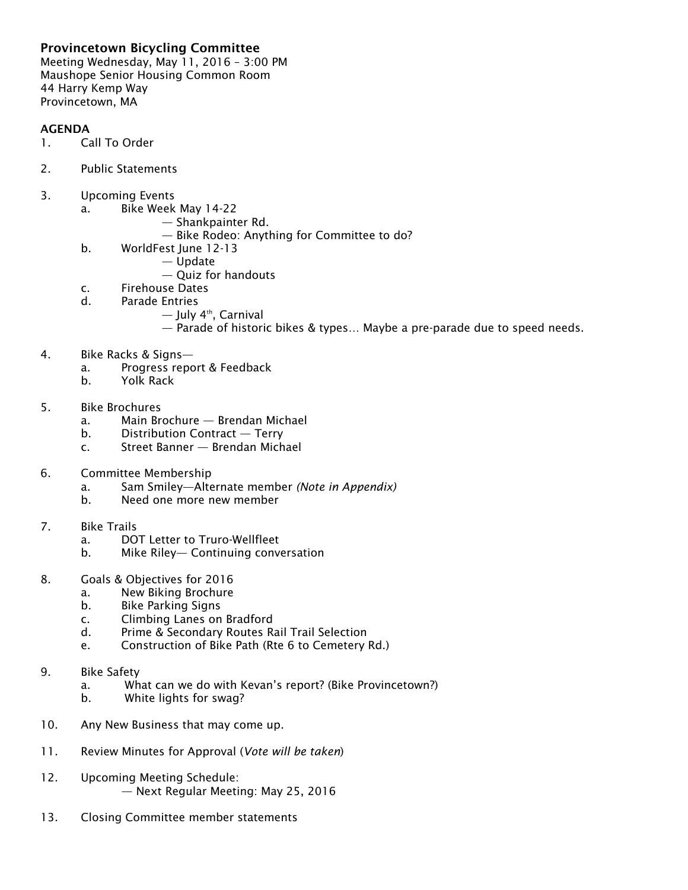**Provincetown Bicycling Committee**
Meeting Wednesday, May 11, 2016 – 3:00 PM
Maushope Senior Housing Common Room
44 Harry Kemp Way
Provincetown, MA

**AGENDA**

1. Call To Order

2. Public Statements

3. Upcoming Events
   a. Bike Week May 14-22
      — Shankpainter Rd.
      — Bike Rodeo: Anything for Committee to do?
   b. WorldFest June 12-13
      — Update
      — Quiz for handouts
   c. Firehouse Dates
   d. Parade Entries
      — July 4th, Carnival
      — Parade of historic bikes & types… Maybe a pre-parade due to speed needs.

4. Bike Racks & Signs—
   a. Progress report & Feedback
   b. Yolk Rack

5. Bike Brochures
   a. Main Brochure — Brendan Michael
   b. Distribution Contract — Terry
   c. Street Banner — Brendan Michael

6. Committee Membership
   a. Sam Smiley—Alternate member *(Note in Appendix)*
   b. Need one more new member

7. Bike Trails
   a. DOT Letter to Truro-Wellfleet
   b. Mike Riley— Continuing conversation

8. Goals & Objectives for 2016
   a. New Biking Brochure
   b. Bike Parking Signs
   c. Climbing Lanes on Bradford
   d. Prime & Secondary Routes Rail Trail Selection
   e. Construction of Bike Path (Rte 6 to Cemetery Rd.)

9. Bike Safety
   a. What can we do with Kevan's report? (Bike Provincetown?)
   b. White lights for swag?

10. Any New Business that may come up.

11. Review Minutes for Approval (*Vote will be taken*)

12. Upcoming Meeting Schedule:
    — Next Regular Meeting: May 25, 2016

13. Closing Committee member statements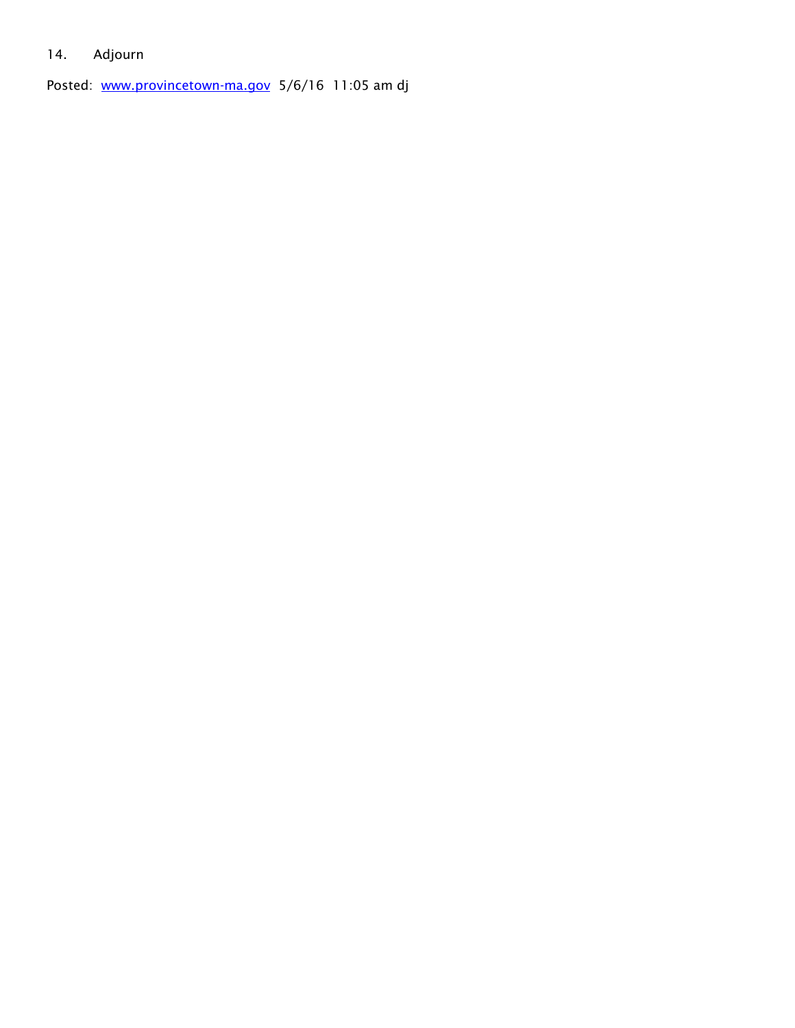14. Adjourn

Posted: [www.provincetown-ma.gov](http://www.provincetown-ma.gov) 5/6/16 11:05 am dj